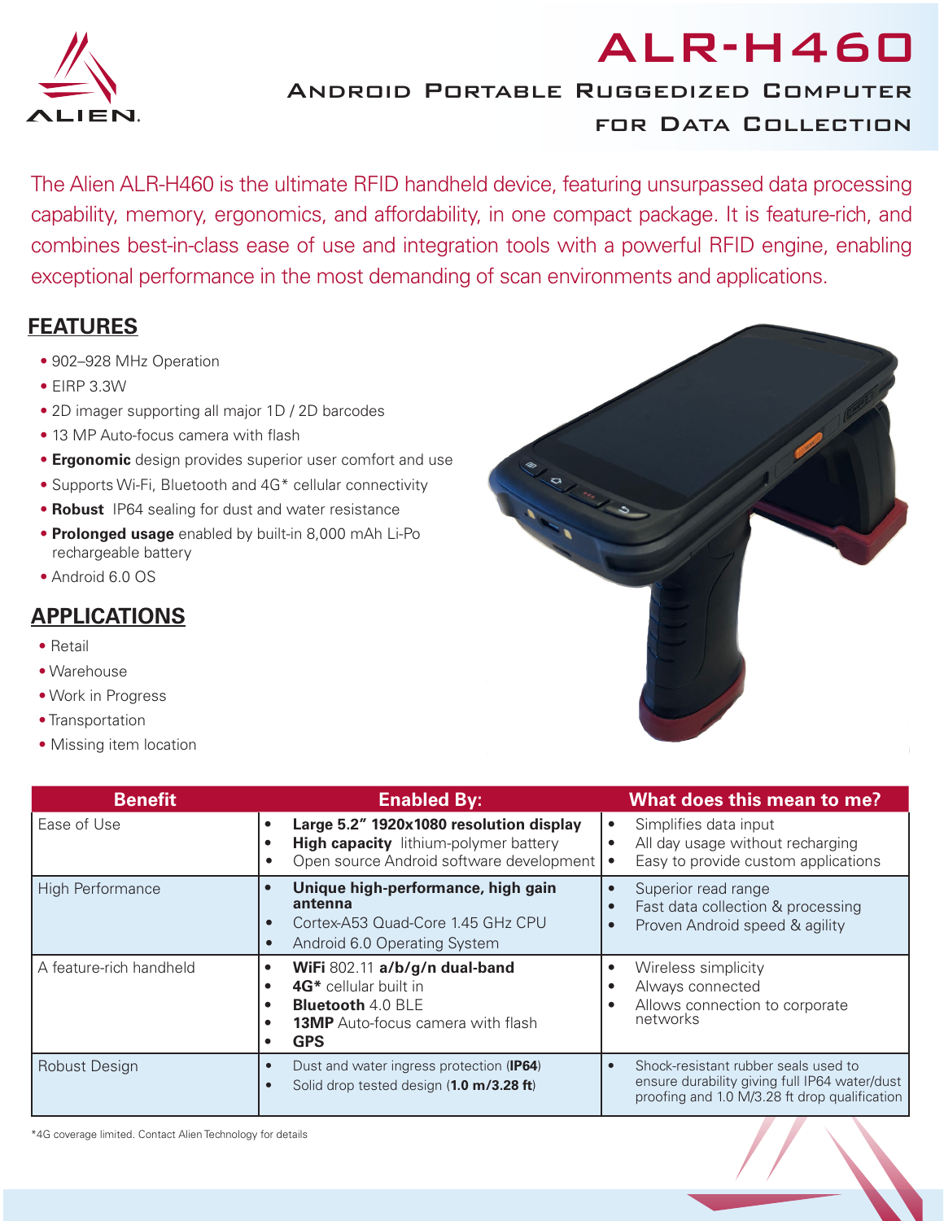ALIEN.

# ALR-H460

## Android Portable Ruggedized Computer for Data Collection

The Alien ALR-H460 is the ultimate RFID handheld device, featuring unsurpassed data processing capability, memory, ergonomics, and affordability, in one compact package. It is feature-rich, and combines best-in-class ease of use and integration tools with a powerful RFID engine, enabling exceptional performance in the most demanding of scan environments and applications.

## FEATURES

- 902–928 MHz Operation
- EIRP 3.3W
- 2D imager supporting all major 1D / 2D barcodes
- 13 MP Auto-focus camera with flash
- **Ergonomic** design provides superior user comfort and use
- Supports Wi-Fi, Bluetooth and 4G* cellular connectivity
- **Robust** IP64 sealing for dust and water resistance
- **Prolonged usage** enabled by built-in 8,000 mAh Li-Po rechargeable battery
- Android 6.0 OS

## APPLICATIONS

- Retail
- Warehouse
- Work in Progress
- Transportation
- Missing item location

| Benefit | Enabled By: | What does this mean to me? |
|---|---|---|
| Ease of Use | • **Large 5.2" 1920x1080 resolution display**<br>• **High capacity** lithium-polymer battery<br>• Open source Android software development | • Simplifies data input<br>• All day usage without recharging<br>• Easy to provide custom applications |
| High Performance | • **Unique high-performance, high gain antenna**<br>• Cortex-A53 Quad-Core 1.45 GHz CPU<br>• Android 6.0 Operating System | • Superior read range<br>• Fast data collection & processing<br>• Proven Android speed & agility |
| A feature-rich handheld | • **WiFi** 802.11 **a/b/g/n dual-band**<br>• **4G*** cellular built in<br>• **Bluetooth** 4.0 BLE<br>• **13MP** Auto-focus camera with flash<br>• **GPS** | • Wireless simplicity<br>• Always connected<br>• Allows connection to corporate networks |
| Robust Design | • Dust and water ingress protection (**IP64**)<br>• Solid drop tested design (**1.0 m/3.28 ft**) | • Shock-resistant rubber seals used to ensure durability giving full IP64 water/dust proofing and 1.0 M/3.28 ft drop qualification |

*4G coverage limited. Contact Alien Technology for details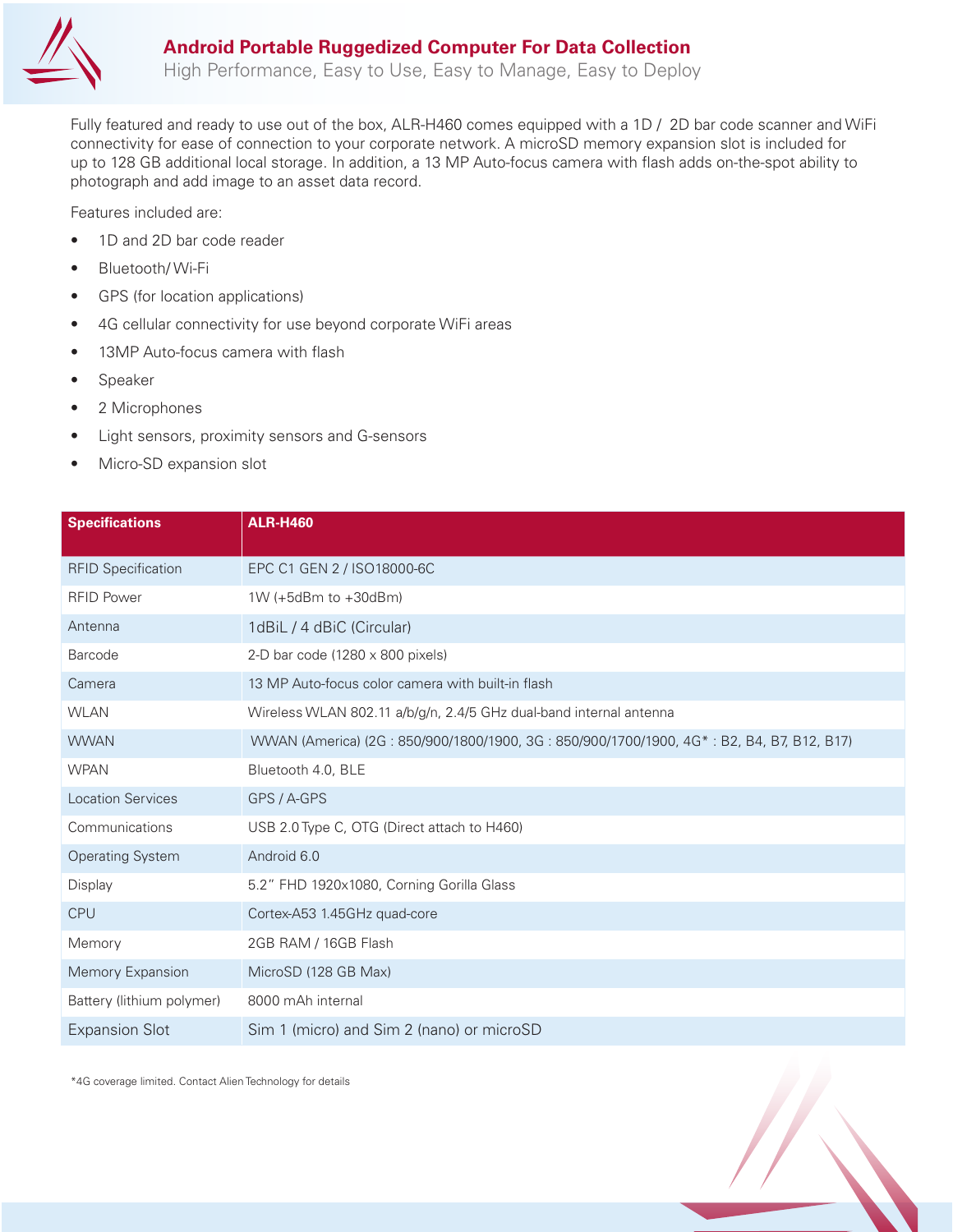## Android Portable Ruggedized Computer For Data Collection

High Performance, Easy to Use, Easy to Manage, Easy to Deploy

Fully featured and ready to use out of the box, ALR-H460 comes equipped with a 1D / 2D bar code scanner and WiFi connectivity for ease of connection to your corporate network. A microSD memory expansion slot is included for up to 128 GB additional local storage. In addition, a 13 MP Auto-focus camera with flash adds on-the-spot ability to photograph and add image to an asset data record.

Features included are:

- 1D and 2D bar code reader
- Bluetooth/ Wi-Fi
- GPS (for location applications)
- 4G cellular connectivity for use beyond corporate WiFi areas
- 13MP Auto-focus camera with flash
- Speaker
- 2 Microphones
- Light sensors, proximity sensors and G-sensors
- Micro-SD expansion slot

| Specifications | ALR-H460 |
|---|---|
| RFID Specification | EPC C1 GEN 2 / ISO18000-6C |
| RFID Power | 1W (+5dBm to +30dBm) |
| Antenna | 1dBiL / 4 dBiC (Circular) |
| Barcode | 2-D bar code (1280 x 800 pixels) |
| Camera | 13 MP Auto-focus color camera with built-in flash |
| WLAN | Wireless WLAN 802.11 a/b/g/n, 2.4/5 GHz dual-band internal antenna |
| WWAN | WWAN (America) (2G : 850/900/1800/1900, 3G : 850/900/1700/1900, 4G* : B2, B4, B7, B12, B17) |
| WPAN | Bluetooth 4.0, BLE |
| Location Services | GPS / A-GPS |
| Communications | USB 2.0 Type C, OTG (Direct attach to H460) |
| Operating System | Android 6.0 |
| Display | 5.2" FHD 1920x1080, Corning Gorilla Glass |
| CPU | Cortex-A53 1.45GHz quad-core |
| Memory | 2GB RAM / 16GB Flash |
| Memory Expansion | MicroSD (128 GB Max) |
| Battery (lithium polymer) | 8000 mAh internal |
| Expansion Slot | Sim 1 (micro) and Sim 2 (nano) or microSD |

*4G coverage limited. Contact Alien Technology for details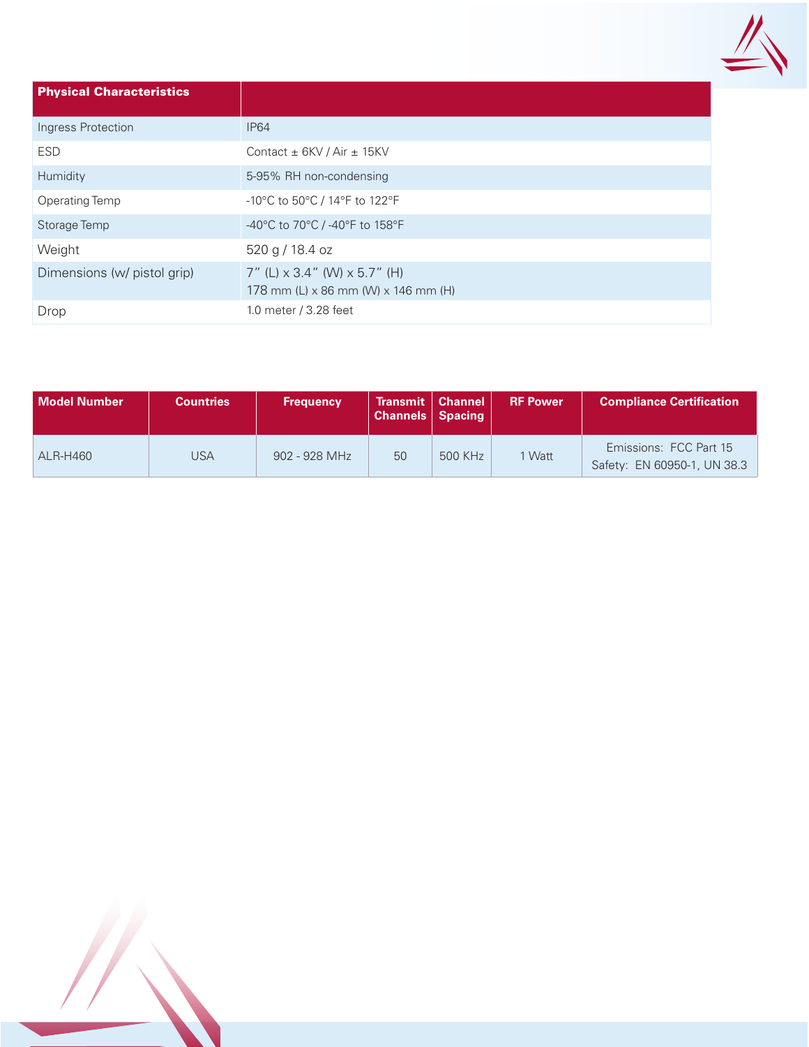| Physical Characteristics | |
|---|---|
| Ingress Protection | IP64 |
| ESD | Contact ± 6KV / Air ± 15KV |
| Humidity | 5-95% RH non-condensing |
| Operating Temp | -10°C to 50°C / 14°F to 122°F |
| Storage Temp | -40°C to 70°C / -40°F to 158°F |
| Weight | 520 g / 18.4 oz |
| Dimensions (w/ pistol grip) | 7" (L) x 3.4" (W) x 5.7" (H)<br>178 mm (L) x 86 mm (W) x 146 mm (H) |
| Drop | 1.0 meter / 3.28 feet |

| Model Number | Countries | Frequency | Transmit Channels | Channel Spacing | RF Power | Compliance Certification |
|---|---|---|---|---|---|---|
| ALR-H460 | USA | 902 - 928 MHz | 50 | 500 KHz | 1 Watt | Emissions: FCC Part 15<br>Safety: EN 60950-1, UN 38.3 |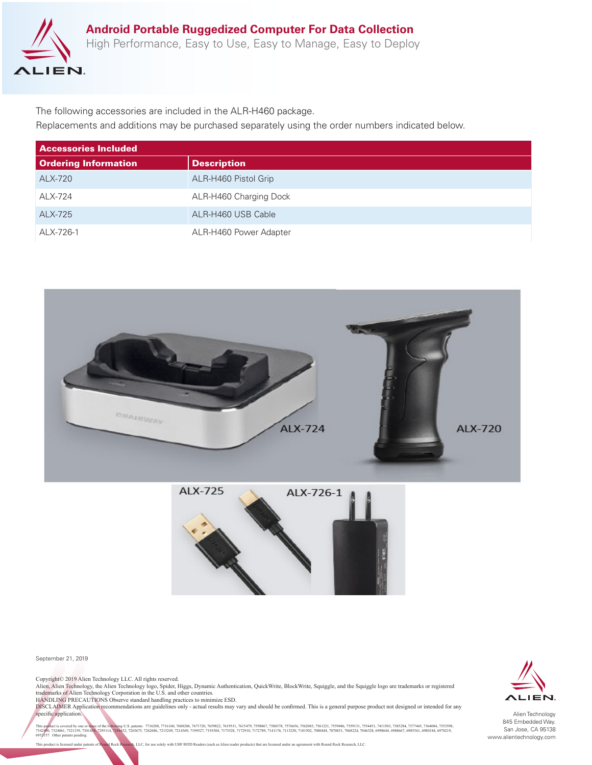# Android Portable Ruggedized Computer For Data Collection

High Performance, Easy to Use, Easy to Manage, Easy to Deploy

The following accessories are included in the ALR-H460 package.
Replacements and additions may be purchased separately using the order numbers indicated below.

| Accessories Included | |
|---|---|
| **Ordering Information** | **Description** |
| ALX-720 | ALR-H460 Pistol Grip |
| ALX-724 | ALR-H460 Charging Dock |
| ALX-725 | ALR-H460 USB Cable |
| ALX-726-1 | ALR-H460 Power Adapter |

ALX-724

ALX-720

ALX-725

ALX-726-1

September 21, 2019

Copyright© 2019 Alien Technology LLC. All rights reserved.
Alien, Alien Technology, the Alien Technology logo, Spider, Higgs, Dynamic Authentication, QuickWrite, BlockWrite, Squiggle, and the Squiggle logo are trademarks or registered trademarks of Alien Technology Corporation in the U.S. and other countries.
HANDLING PRECAUTIONS Observe standard handling practices to minimize ESD.
DISCLAIMER Application recommendations are guidelines only - actual results may vary and should be confirmed. This is a general purpose product not designed or intended for any specific application.

This product is covered by one or more of the following U.S. patents: 7716208, 7716160, 7688206, 7671720, 7659822, 7619531, 7615479, 7598867, 7580378, 7576656, 7562083, 7561221, 7559486, 7559131, 7554451, 7411503, 7385284, 7377445, 7364084, 7353598, 7342490, 7324061, 7321159, 7301458, 7295114, 7288432, 7265675, 7262686, 7215249, 7214569, 7199527, 7193504, 7173528, 7172910, 7172789, 7141176, 7113250, 7101502, 7080444, 7070851, 7068224, 7046328, 6998644, 6988667, 6985361, 6980184, 6970219, 6952157. Other patents pending.

This product is licensed under patents of Round Rock Research, LLC, for use solely with UHF RFID Readers (such as Alien reader products) that are licensed under an agreement with Round Rock Research, LLC.

Alien Technology
845 Embedded Way.
San Jose, CA 95138
www.alientechnology.com